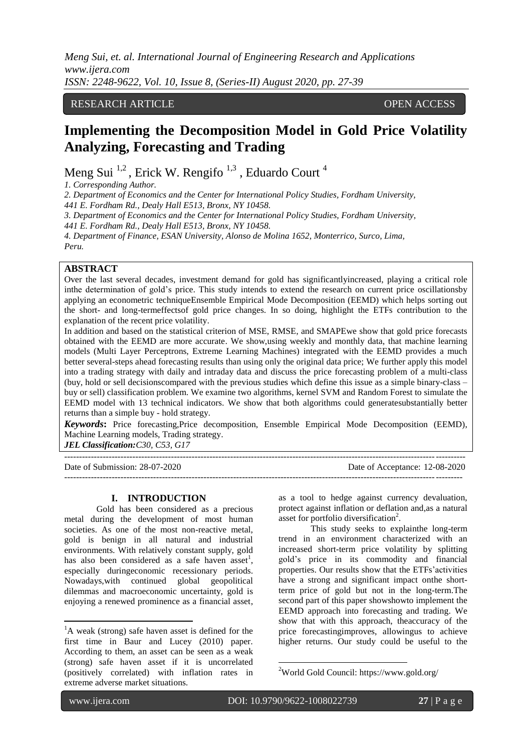RESEARCH ARTICLE OPEN ACCESS

# Implementing the Decomposition Model in Gold Price Volatility Analyzing, Forecasting and Trading

Meng Sui [1,2], Erick W. Rengifo [1,3], Eduardo Court [4]

*1. Corresponding Author.*

*2. Department of Economics and the Center for International Policy Studies, Fordham University, 441 E. Fordham Rd., Dealy Hall E513, Bronx, NY 10458.*

*3. Department of Economics and the Center for International Policy Studies, Fordham University, 441 E. Fordham Rd., Dealy Hall E513, Bronx, NY 10458.*

*4. Department of Finance, ESAN University, Alonso de Molina 1652, Monterrico, Surco, Lima, Peru.*

## ABSTRACT

Over the last several decades, investment demand for gold has significantlyincreased, playing a critical role inthe determination of gold's price. This study intends to extend the research on current price oscillationsby applying an econometric techniqueEnsemble Empirical Mode Decomposition (EEMD) which helps sorting out the short- and long-termeffectsof gold price changes. In so doing, highlight the ETFs contribution to the explanation of the recent price volatility.

In addition and based on the statistical criterion of MSE, RMSE, and SMAPEwe show that gold price forecasts obtained with the EEMD are more accurate. We show,using weekly and monthly data, that machine learning models (Multi Layer Perceptrons, Extreme Learning Machines) integrated with the EEMD provides a much better several-steps ahead forecasting results than using only the original data price; We further apply this model into a trading strategy with daily and intraday data and discuss the price forecasting problem of a multi-class (buy, hold or sell decisionscompared with the previous studies which define this issue as a simple binary-class – buy or sell) classification problem. We examine two algorithms, kernel SVM and Random Forest to simulate the EEMD model with 13 technical indicators. We show that both algorithms could generatesubstantially better returns than a simple buy - hold strategy.

***Keywords*:** Price forecasting,Price decomposition, Ensemble Empirical Mode Decomposition (EEMD), Machine Learning models, Trading strategy.

***JEL Classification:****C30, C53, G17*

Date of Submission: 28-07-2020 Date of Acceptance: 12-08-2020

## I. INTRODUCTION

Gold has been considered as a precious metal during the development of most human societies. As one of the most non-reactive metal, gold is benign in all natural and industrial environments. With relatively constant supply, gold has also been considered as a safe haven asset[1], especially duringeconomic recessionary periods. Nowadays,with continued global geopolitical dilemmas and macroeconomic uncertainty, gold is enjoying a renewed prominence as a financial asset, as a tool to hedge against currency devaluation, protect against inflation or deflation and,as a natural asset for portfolio diversification[2].

This study seeks to explainthe long-term trend in an environment characterized with an increased short-term price volatility by splitting gold's price in its commodity and financial properties. Our results show that the ETFs'activities have a strong and significant impact onthe short-term price of gold but not in the long-term.The second part of this paper showshowto implement the EEMD approach into forecasting and trading. We show that with this approach, theaccuracy of the price forecastingimproves, allowingus to achieve higher returns. Our study could be useful to the

[1]A weak (strong) safe haven asset is defined for the first time in Baur and Lucey (2010) paper. According to them, an asset can be seen as a weak (strong) safe haven asset if it is uncorrelated (positively correlated) with inflation rates in extreme adverse market situations.

[2]World Gold Council: https://www.gold.org/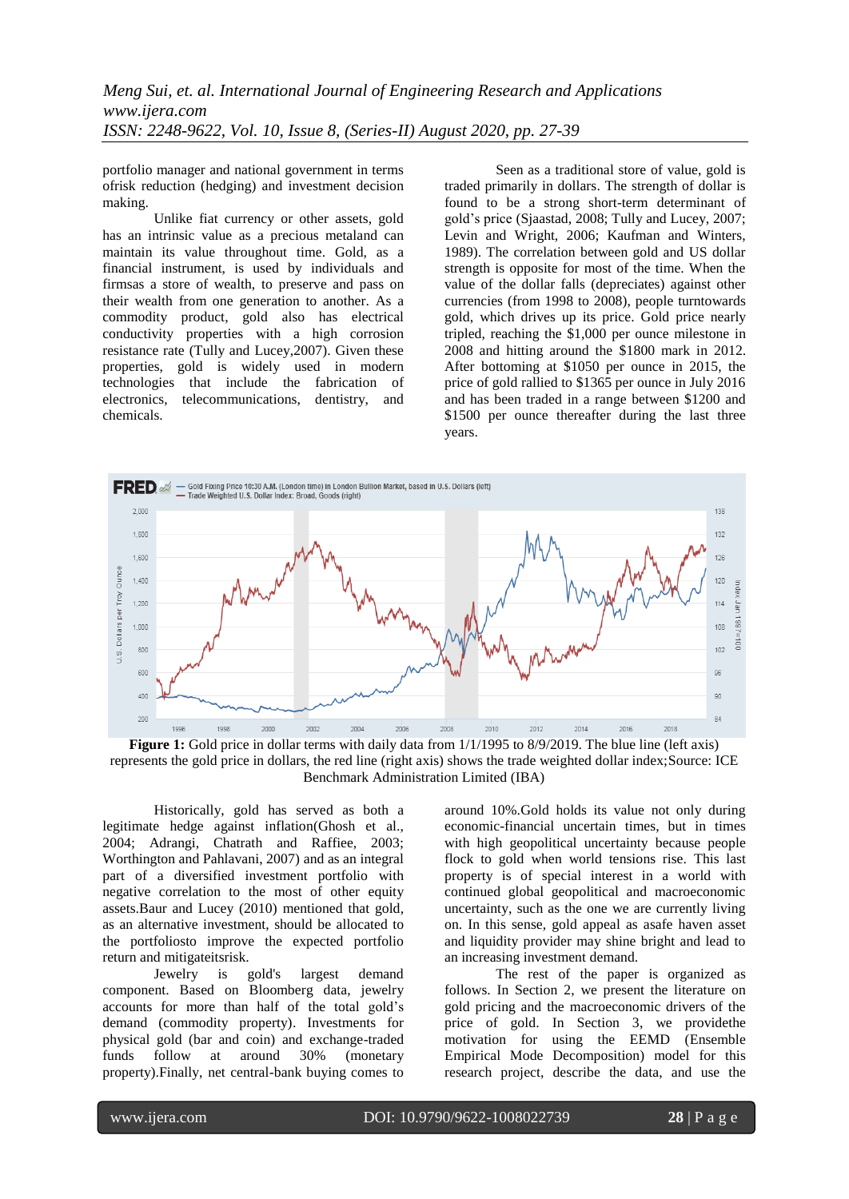portfolio manager and national government in terms ofrisk reduction (hedging) and investment decision making.

Unlike fiat currency or other assets, gold has an intrinsic value as a precious metaland can maintain its value throughout time. Gold, as a financial instrument, is used by individuals and firmsas a store of wealth, to preserve and pass on their wealth from one generation to another. As a commodity product, gold also has electrical conductivity properties with a high corrosion resistance rate (Tully and Lucey,2007). Given these properties, gold is widely used in modern technologies that include the fabrication of electronics, telecommunications, dentistry, and chemicals.

Seen as a traditional store of value, gold is traded primarily in dollars. The strength of dollar is found to be a strong short-term determinant of gold's price (Sjaastad, 2008; Tully and Lucey, 2007; Levin and Wright, 2006; Kaufman and Winters, 1989). The correlation between gold and US dollar strength is opposite for most of the time. When the value of the dollar falls (depreciates) against other currencies (from 1998 to 2008), people turntowards gold, which drives up its price. Gold price nearly tripled, reaching the $1,000 per ounce milestone in 2008 and hitting around the $1800 mark in 2012. After bottoming at $1050 per ounce in 2015, the price of gold rallied to $1365 per ounce in July 2016 and has been traded in a range between $1200 and $1500 per ounce thereafter during the last three years.

**Figure 1:** Gold price in dollar terms with daily data from 1/1/1995 to 8/9/2019. The blue line (left axis) represents the gold price in dollars, the red line (right axis) shows the trade weighted dollar index;Source: ICE Benchmark Administration Limited (IBA)

Historically, gold has served as both a legitimate hedge against inflation(Ghosh et al., 2004; Adrangi, Chatrath and Raffiee, 2003; Worthington and Pahlavani, 2007) and as an integral part of a diversified investment portfolio with negative correlation to the most of other equity assets.Baur and Lucey (2010) mentioned that gold, as an alternative investment, should be allocated to the portfoliosto improve the expected portfolio return and mitigateitsrisk.

Jewelry is gold's largest demand component. Based on Bloomberg data, jewelry accounts for more than half of the total gold's demand (commodity property). Investments for physical gold (bar and coin) and exchange-traded funds follow at around 30% (monetary property).Finally, net central-bank buying comes to around 10%.Gold holds its value not only during economic-financial uncertain times, but in times with high geopolitical uncertainty because people flock to gold when world tensions rise. This last property is of special interest in a world with continued global geopolitical and macroeconomic uncertainty, such as the one we are currently living on. In this sense, gold appeal as asafe haven asset and liquidity provider may shine bright and lead to an increasing investment demand.

The rest of the paper is organized as follows. In Section 2, we present the literature on gold pricing and the macroeconomic drivers of the price of gold. In Section 3, we providethe motivation for using the EEMD (Ensemble Empirical Mode Decomposition) model for this research project, describe the data, and use the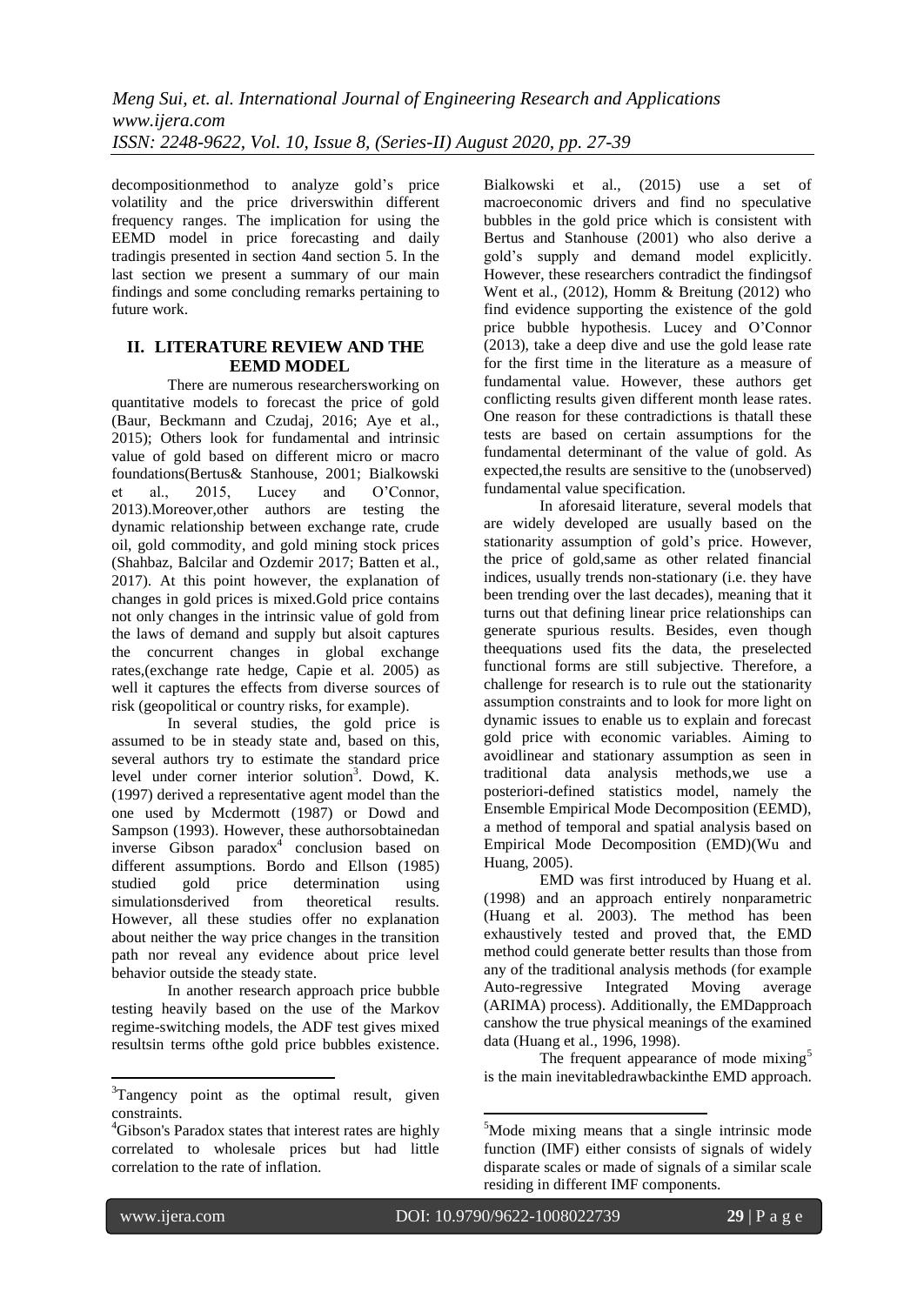decompositionmethod to analyze gold's price volatility and the price driverswithin different frequency ranges. The implication for using the EEMD model in price forecasting and daily tradingis presented in section 4and section 5. In the last section we present a summary of our main findings and some concluding remarks pertaining to future work.

## II. LITERATURE REVIEW AND THE EEMD MODEL

There are numerous researchersworking on quantitative models to forecast the price of gold (Baur, Beckmann and Czudaj, 2016; Aye et al., 2015); Others look for fundamental and intrinsic value of gold based on different micro or macro foundations(Bertus& Stanhouse, 2001; Bialkowski et al., 2015, Lucey and O'Connor, 2013).Moreover,other authors are testing the dynamic relationship between exchange rate, crude oil, gold commodity, and gold mining stock prices (Shahbaz, Balcilar and Ozdemir 2017; Batten et al., 2017). At this point however, the explanation of changes in gold prices is mixed.Gold price contains not only changes in the intrinsic value of gold from the laws of demand and supply but alsoit captures the concurrent changes in global exchange rates,(exchange rate hedge, Capie et al. 2005) as well it captures the effects from diverse sources of risk (geopolitical or country risks, for example).

In several studies, the gold price is assumed to be in steady state and, based on this, several authors try to estimate the standard price level under corner interior solution[3]. Dowd, K. (1997) derived a representative agent model than the one used by Mcdermott (1987) or Dowd and Sampson (1993). However, these authorsobtainedan inverse Gibson paradox[4] conclusion based on different assumptions. Bordo and Ellson (1985) studied gold price determination using simulationsderived from theoretical results. However, all these studies offer no explanation about neither the way price changes in the transition path nor reveal any evidence about price level behavior outside the steady state.

In another research approach price bubble testing heavily based on the use of the Markov regime-switching models, the ADF test gives mixed resultsin terms ofthe gold price bubbles existence. Bialkowski et al., (2015) use a set of macroeconomic drivers and find no speculative bubbles in the gold price which is consistent with Bertus and Stanhouse (2001) who also derive a gold's supply and demand model explicitly. However, these researchers contradict the findingsof Went et al., (2012), Homm & Breitung (2012) who find evidence supporting the existence of the gold price bubble hypothesis. Lucey and O'Connor (2013), take a deep dive and use the gold lease rate for the first time in the literature as a measure of fundamental value. However, these authors get conflicting results given different month lease rates. One reason for these contradictions is thatall these tests are based on certain assumptions for the fundamental determinant of the value of gold. As expected,the results are sensitive to the (unobserved) fundamental value specification.

In aforesaid literature, several models that are widely developed are usually based on the stationarity assumption of gold's price. However, the price of gold,same as other related financial indices, usually trends non-stationary (i.e. they have been trending over the last decades), meaning that it turns out that defining linear price relationships can generate spurious results. Besides, even though theequations used fits the data, the preselected functional forms are still subjective. Therefore, a challenge for research is to rule out the stationarity assumption constraints and to look for more light on dynamic issues to enable us to explain and forecast gold price with economic variables. Aiming to avoidlinear and stationary assumption as seen in traditional data analysis methods,we use a posteriori-defined statistics model, namely the Ensemble Empirical Mode Decomposition (EEMD), a method of temporal and spatial analysis based on Empirical Mode Decomposition (EMD)(Wu and Huang, 2005).

EMD was first introduced by Huang et al. (1998) and an approach entirely nonparametric (Huang et al. 2003). The method has been exhaustively tested and proved that, the EMD method could generate better results than those from any of the traditional analysis methods (for example Auto-regressive Integrated Moving average (ARIMA) process). Additionally, the EMDapproach canshow the true physical meanings of the examined data (Huang et al., 1996, 1998).

The frequent appearance of mode mixing[5] is the main inevitabledrawbackinthe EMD approach.

---

[3]Tangency point as the optimal result, given constraints.

[4]Gibson's Paradox states that interest rates are highly correlated to wholesale prices but had little correlation to the rate of inflation.

[5]Mode mixing means that a single intrinsic mode function (IMF) either consists of signals of widely disparate scales or made of signals of a similar scale residing in different IMF components.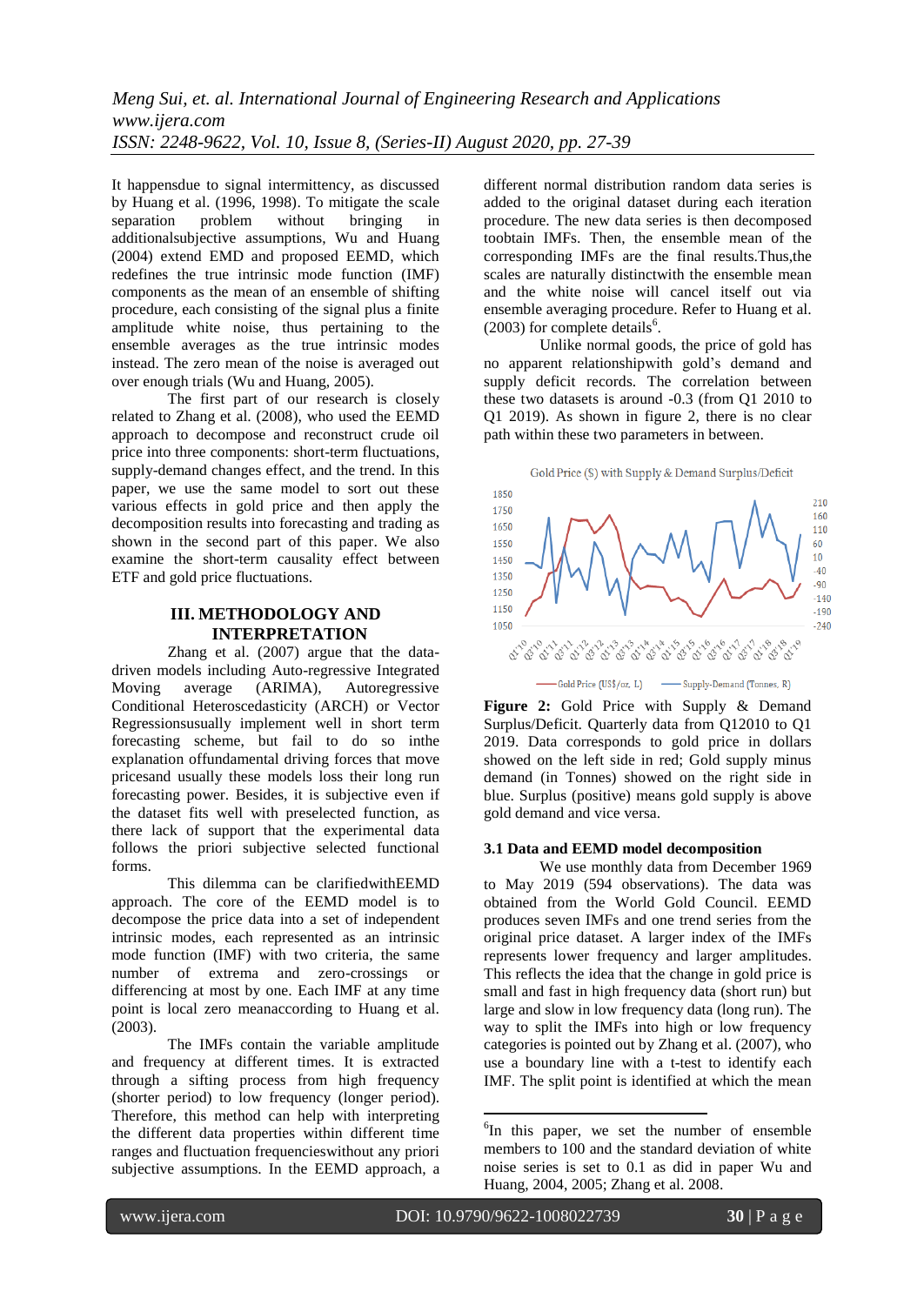It happensdue to signal intermittency, as discussed by Huang et al. (1996, 1998). To mitigate the scale separation problem without bringing in additionalsubjective assumptions, Wu and Huang (2004) extend EMD and proposed EEMD, which redefines the true intrinsic mode function (IMF) components as the mean of an ensemble of shifting procedure, each consisting of the signal plus a finite amplitude white noise, thus pertaining to the ensemble averages as the true intrinsic modes instead. The zero mean of the noise is averaged out over enough trials (Wu and Huang, 2005).

The first part of our research is closely related to Zhang et al. (2008), who used the EEMD approach to decompose and reconstruct crude oil price into three components: short-term fluctuations, supply-demand changes effect, and the trend. In this paper, we use the same model to sort out these various effects in gold price and then apply the decomposition results into forecasting and trading as shown in the second part of this paper. We also examine the short-term causality effect between ETF and gold price fluctuations.

## III. METHODOLOGY AND INTERPRETATION

Zhang et al. (2007) argue that the data-driven models including Auto-regressive Integrated Moving average (ARIMA), Autoregressive Conditional Heteroscedasticity (ARCH) or Vector Regressionsusually implement well in short term forecasting scheme, but fail to do so inthe explanation offundamental driving forces that move pricesand usually these models loss their long run forecasting power. Besides, it is subjective even if the dataset fits well with preselected function, as there lack of support that the experimental data follows the priori subjective selected functional forms.

This dilemma can be clarifiedwithEEMD approach. The core of the EEMD model is to decompose the price data into a set of independent intrinsic modes, each represented as an intrinsic mode function (IMF) with two criteria, the same number of extrema and zero-crossings or differencing at most by one. Each IMF at any time point is local zero meanaccording to Huang et al. (2003).

The IMFs contain the variable amplitude and frequency at different times. It is extracted through a sifting process from high frequency (shorter period) to low frequency (longer period). Therefore, this method can help with interpreting the different data properties within different time ranges and fluctuation frequencieswithout any priori subjective assumptions. In the EEMD approach, a different normal distribution random data series is added to the original dataset during each iteration procedure. The new data series is then decomposed toobtain IMFs. Then, the ensemble mean of the corresponding IMFs are the final results.Thus,the scales are naturally distinctwith the ensemble mean and the white noise will cancel itself out via ensemble averaging procedure. Refer to Huang et al. (2003) for complete details[6].

Unlike normal goods, the price of gold has no apparent relationshipwith gold's demand and supply deficit records. The correlation between these two datasets is around -0.3 (from Q1 2010 to Q1 2019). As shown in figure 2, there is no clear path within these two parameters in between.

**Figure 2:** Gold Price with Supply & Demand Surplus/Deficit. Quarterly data from Q12010 to Q1 2019. Data corresponds to gold price in dollars showed on the left side in red; Gold supply minus demand (in Tonnes) showed on the right side in blue. Surplus (positive) means gold supply is above gold demand and vice versa.

### 3.1 Data and EEMD model decomposition

We use monthly data from December 1969 to May 2019 (594 observations). The data was obtained from the World Gold Council. EEMD produces seven IMFs and one trend series from the original price dataset. A larger index of the IMFs represents lower frequency and larger amplitudes. This reflects the idea that the change in gold price is small and fast in high frequency data (short run) but large and slow in low frequency data (long run). The way to split the IMFs into high or low frequency categories is pointed out by Zhang et al. (2007), who use a boundary line with a t-test to identify each IMF. The split point is identified at which the mean

[6]In this paper, we set the number of ensemble members to 100 and the standard deviation of white noise series is set to 0.1 as did in paper Wu and Huang, 2004, 2005; Zhang et al. 2008.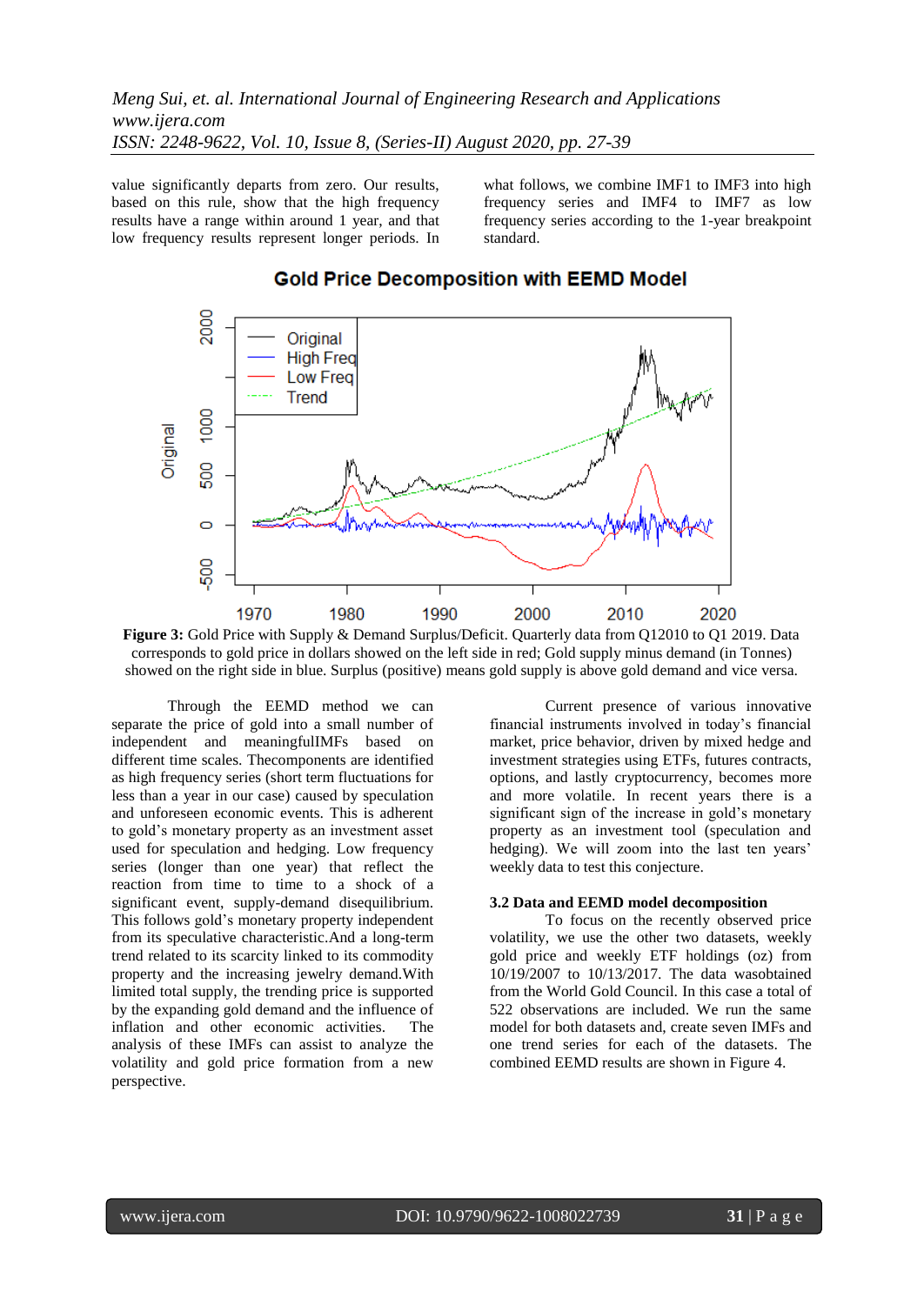value significantly departs from zero. Our results, based on this rule, show that the high frequency results have a range within around 1 year, and that low frequency results represent longer periods. In what follows, we combine IMF1 to IMF3 into high frequency series and IMF4 to IMF7 as low frequency series according to the 1-year breakpoint standard.

**Figure 3:** Gold Price with Supply & Demand Surplus/Deficit. Quarterly data from Q12010 to Q1 2019. Data corresponds to gold price in dollars showed on the left side in red; Gold supply minus demand (in Tonnes) showed on the right side in blue. Surplus (positive) means gold supply is above gold demand and vice versa.

Through the EEMD method we can separate the price of gold into a small number of independent and meaningfulIMFs based on different time scales. Thecomponents are identified as high frequency series (short term fluctuations for less than a year in our case) caused by speculation and unforeseen economic events. This is adherent to gold's monetary property as an investment asset used for speculation and hedging. Low frequency series (longer than one year) that reflect the reaction from time to time to a shock of a significant event, supply-demand disequilibrium. This follows gold's monetary property independent from its speculative characteristic.And a long-term trend related to its scarcity linked to its commodity property and the increasing jewelry demand.With limited total supply, the trending price is supported by the expanding gold demand and the influence of inflation and other economic activities. The analysis of these IMFs can assist to analyze the volatility and gold price formation from a new perspective.

Current presence of various innovative financial instruments involved in today's financial market, price behavior, driven by mixed hedge and investment strategies using ETFs, futures contracts, options, and lastly cryptocurrency, becomes more and more volatile. In recent years there is a significant sign of the increase in gold's monetary property as an investment tool (speculation and hedging). We will zoom into the last ten years' weekly data to test this conjecture.

### 3.2 Data and EEMD model decomposition

To focus on the recently observed price volatility, we use the other two datasets, weekly gold price and weekly ETF holdings (oz) from 10/19/2007 to 10/13/2017. The data wasobtained from the World Gold Council. In this case a total of 522 observations are included. We run the same model for both datasets and, create seven IMFs and one trend series for each of the datasets. The combined EEMD results are shown in Figure 4.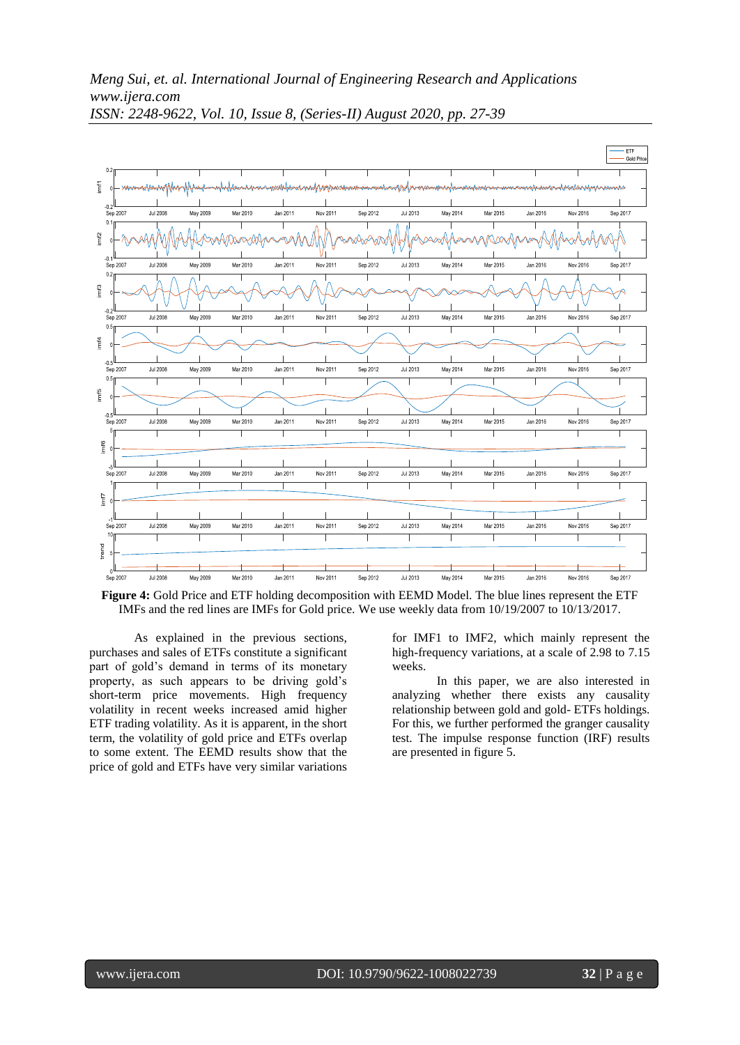**Figure 4:** Gold Price and ETF holding decomposition with EEMD Model. The blue lines represent the ETF IMFs and the red lines are IMFs for Gold price. We use weekly data from 10/19/2007 to 10/13/2017.

As explained in the previous sections, purchases and sales of ETFs constitute a significant part of gold's demand in terms of its monetary property, as such appears to be driving gold's short-term price movements. High frequency volatility in recent weeks increased amid higher ETF trading volatility. As it is apparent, in the short term, the volatility of gold price and ETFs overlap to some extent. The EEMD results show that the price of gold and ETFs have very similar variations for IMF1 to IMF2, which mainly represent the high-frequency variations, at a scale of 2.98 to 7.15 weeks.

In this paper, we are also interested in analyzing whether there exists any causality relationship between gold and gold- ETFs holdings. For this, we further performed the granger causality test. The impulse response function (IRF) results are presented in figure 5.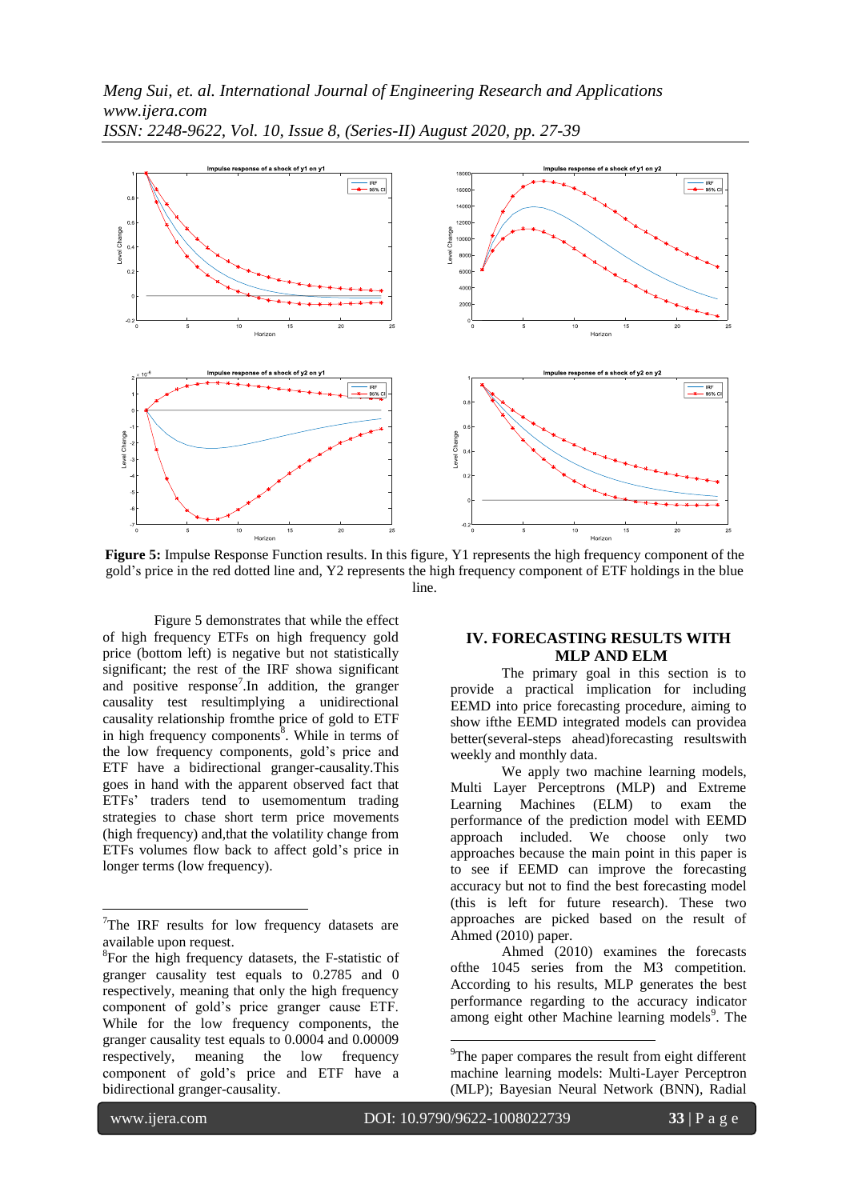Figure 5: Impulse Response Function results. In this figure, Y1 represents the high frequency component of the gold's price in the red dotted line and, Y2 represents the high frequency component of ETF holdings in the blue line.

Figure 5 demonstrates that while the effect of high frequency ETFs on high frequency gold price (bottom left) is negative but not statistically significant; the rest of the IRF showa significant and positive response[7].In addition, the granger causality test resultimplying a unidirectional causality relationship fromthe price of gold to ETF in high frequency components[8]. While in terms of the low frequency components, gold's price and ETF have a bidirectional granger-causality.This goes in hand with the apparent observed fact that ETFs' traders tend to usemomentum trading strategies to chase short term price movements (high frequency) and,that the volatility change from ETFs volumes flow back to affect gold's price in longer terms (low frequency).

## IV. FORECASTING RESULTS WITH MLP AND ELM

The primary goal in this section is to provide a practical implication for including EEMD into price forecasting procedure, aiming to show ifthe EEMD integrated models can providea better(several-steps ahead)forecasting resultswith weekly and monthly data.

We apply two machine learning models, Multi Layer Perceptrons (MLP) and Extreme Learning Machines (ELM) to exam the performance of the prediction model with EEMD approach included. We choose only two approaches because the main point in this paper is to see if EEMD can improve the forecasting accuracy but not to find the best forecasting model (this is left for future research). These two approaches are picked based on the result of Ahmed (2010) paper.

Ahmed (2010) examines the forecasts ofthe 1045 series from the M3 competition. According to his results, MLP generates the best performance regarding to the accuracy indicator among eight other Machine learning models[9]. The

---

[7]The IRF results for low frequency datasets are available upon request.

[8]For the high frequency datasets, the F-statistic of granger causality test equals to 0.2785 and 0 respectively, meaning that only the high frequency component of gold's price granger cause ETF. While for the low frequency components, the granger causality test equals to 0.0004 and 0.00009 respectively, meaning the low frequency component of gold's price and ETF have a bidirectional granger-causality.

[9]The paper compares the result from eight different machine learning models: Multi-Layer Perceptron (MLP); Bayesian Neural Network (BNN), Radial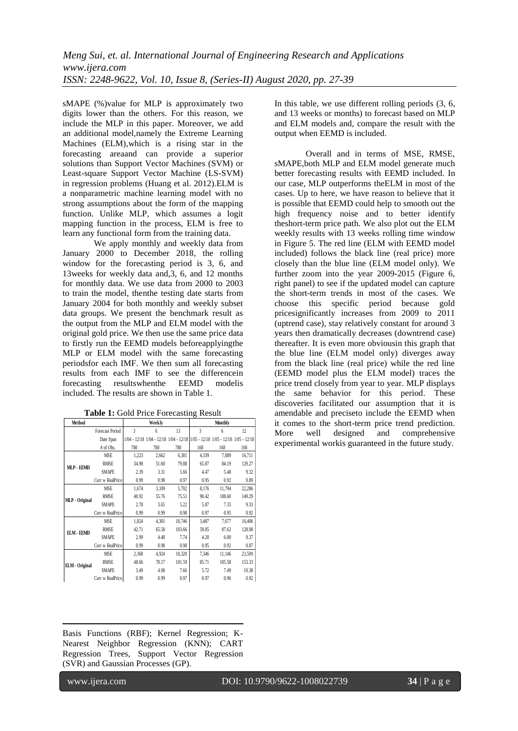sMAPE (%)value for MLP is approximately two digits lower than the others. For this reason, we include the MLP in this paper. Moreover, we add an additional model,namely the Extreme Learning Machines (ELM),which is a rising star in the forecasting areaand can provide a superior solutions than Support Vector Machines (SVM) or Least-square Support Vector Machine (LS-SVM) in regression problems (Huang et al. 2012).ELM is a nonparametric machine learning model with no strong assumptions about the form of the mapping function. Unlike MLP, which assumes a logit mapping function in the process, ELM is free to learn any functional form from the training data.

We apply monthly and weekly data from January 2000 to December 2018, the rolling window for the forecasting period is 3, 6, and 13weeks for weekly data and,3, 6, and 12 months for monthly data. We use data from 2000 to 2003 to train the model, thenthe testing date starts from January 2004 for both monthly and weekly subset data groups. We present the benchmark result as the output from the MLP and ELM model with the original gold price. We then use the same price data to firstly run the EEMD models beforeapplyingthe MLP or ELM model with the same forecasting periodsfor each IMF. We then sum all forecasting results from each IMF to see the differencein forecasting resultswhenthe EEMD modelis included. The results are shown in Table 1.

**Table 1:** Gold Price Forecasting Result

| Method | | Weekly | | | Monthly | | |
|---|---|---|---|---|---|---|---|
| | Forecast Period | 3 | 6 | 13 | 3 | 6 | 12 |
| | Date Span | 1/04 - 12/18 | 1/04 - 12/18 | 1/04 - 12/18 | 1/05 - 12/18 | 1/05 - 12/18 | 1/05 - 12/18 |
| | # of Obs. | 780 | 780 | 780 | 168 | 168 | 168 |
| MLP - EEMD | MSE | 1,223 | 2,662 | 6,381 | 4,339 | 7,089 | 16,711 |
| | RMSE | 34.98 | 51.60 | 79.88 | 65.87 | 84.19 | 129.27 |
| | SMAPE | 2.39 | 3.31 | 5.66 | 4.47 | 5.48 | 9.32 |
| | Corr w RealPrice | 0.99 | 0.98 | 0.97 | 0.95 | 0.92 | 0.89 |
| MLP - Original | MSE | 1,674 | 3,109 | 5,702 | 8,176 | 11,794 | 22,286 |
| | RMSE | 40.92 | 55.76 | 75.51 | 90.42 | 108.60 | 149.29 |
| | SMAPE | 2.78 | 3.65 | 5.22 | 5.87 | 7.35 | 9.33 |
| | Corr w RealPrice | 0.99 | 0.99 | 0.98 | 0.97 | 0.95 | 0.92 |
| ELM - EEMD | MSE | 1,824 | 4,301 | 10,746 | 3,487 | 7,677 | 16,406 |
| | RMSE | 42.71 | 65.58 | 103.66 | 59.05 | 87.62 | 128.08 |
| | SMAPE | 2.99 | 4.48 | 7.74 | 4.20 | 6.00 | 9.37 |
| | Corr w RealPrice | 0.99 | 0.98 | 0.98 | 0.95 | 0.92 | 0.87 |
| ELM - Original | MSE | 2,368 | 4,924 | 10,320 | 7,346 | 11,146 | 23,509 |
| | RMSE | 48.66 | 70.17 | 101.59 | 85.71 | 105.58 | 153.33 |
| | SMAPE | 3.49 | 4.98 | 7.66 | 5.72 | 7.49 | 10.38 |
| | Corr w RealPrice | 0.99 | 0.99 | 0.97 | 0.97 | 0.96 | 0.92 |

In this table, we use different rolling periods (3, 6, and 13 weeks or months) to forecast based on MLP and ELM models and, compare the result with the output when EEMD is included.

Overall and in terms of MSE, RMSE, sMAPE,both MLP and ELM model generate much better forecasting results with EEMD included. In our case, MLP outperforms theELM in most of the cases. Up to here, we have reason to believe that it is possible that EEMD could help to smooth out the high frequency noise and to better identify theshort-term price path. We also plot out the ELM weekly results with 13 weeks rolling time window in Figure 5. The red line (ELM with EEMD model included) follows the black line (real price) more closely than the blue line (ELM model only). We further zoom into the year 2009-2015 (Figure 6, right panel) to see if the updated model can capture the short-term trends in most of the cases. We choose this specific period because gold pricesignificantly increases from 2009 to 2011 (uptrend case), stay relatively constant for around 3 years then dramatically decreases (downtrend case) thereafter. It is even more obviousin this graph that the blue line (ELM model only) diverges away from the black line (real price) while the red line (EEMD model plus the ELM model) traces the price trend closely from year to year. MLP displays the same behavior for this period. These discoveries facilitated our assumption that it is amendable and preciseto include the EEMD when it comes to the short-term price trend prediction. More well designed and comprehensive experimental workis guaranteed in the future study.

---

Basis Functions (RBF); Kernel Regression; K-Nearest Neighbor Regression (KNN); CART Regression Trees, Support Vector Regression (SVR) and Gaussian Processes (GP).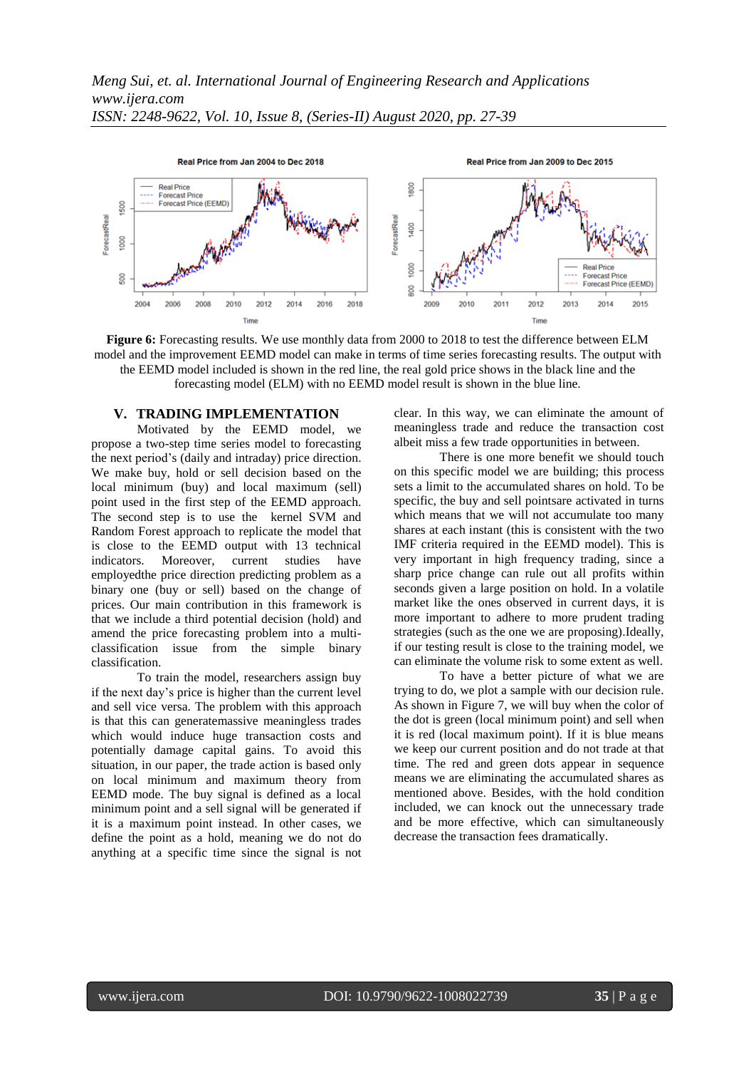Figure 6: Forecasting results. We use monthly data from 2000 to 2018 to test the difference between ELM model and the improvement EEMD model can make in terms of time series forecasting results. The output with the EEMD model included is shown in the red line, the real gold price shows in the black line and the forecasting model (ELM) with no EEMD model result is shown in the blue line.

## V. TRADING IMPLEMENTATION

Motivated by the EEMD model, we propose a two-step time series model to forecasting the next period's (daily and intraday) price direction. We make buy, hold or sell decision based on the local minimum (buy) and local maximum (sell) point used in the first step of the EEMD approach. The second step is to use the kernel SVM and Random Forest approach to replicate the model that is close to the EEMD output with 13 technical indicators. Moreover, current studies have employedthe price direction predicting problem as a binary one (buy or sell) based on the change of prices. Our main contribution in this framework is that we include a third potential decision (hold) and amend the price forecasting problem into a multi-classification issue from the simple binary classification.

To train the model, researchers assign buy if the next day's price is higher than the current level and sell vice versa. The problem with this approach is that this can generatemassive meaningless trades which would induce huge transaction costs and potentially damage capital gains. To avoid this situation, in our paper, the trade action is based only on local minimum and maximum theory from EEMD mode. The buy signal is defined as a local minimum point and a sell signal will be generated if it is a maximum point instead. In other cases, we define the point as a hold, meaning we do not do anything at a specific time since the signal is not clear. In this way, we can eliminate the amount of meaningless trade and reduce the transaction cost albeit miss a few trade opportunities in between.

There is one more benefit we should touch on this specific model we are building; this process sets a limit to the accumulated shares on hold. To be specific, the buy and sell pointsare activated in turns which means that we will not accumulate too many shares at each instant (this is consistent with the two IMF criteria required in the EEMD model). This is very important in high frequency trading, since a sharp price change can rule out all profits within seconds given a large position on hold. In a volatile market like the ones observed in current days, it is more important to adhere to more prudent trading strategies (such as the one we are proposing).Ideally, if our testing result is close to the training model, we can eliminate the volume risk to some extent as well.

To have a better picture of what we are trying to do, we plot a sample with our decision rule. As shown in Figure 7, we will buy when the color of the dot is green (local minimum point) and sell when it is red (local maximum point). If it is blue means we keep our current position and do not trade at that time. The red and green dots appear in sequence means we are eliminating the accumulated shares as mentioned above. Besides, with the hold condition included, we can knock out the unnecessary trade and be more effective, which can simultaneously decrease the transaction fees dramatically.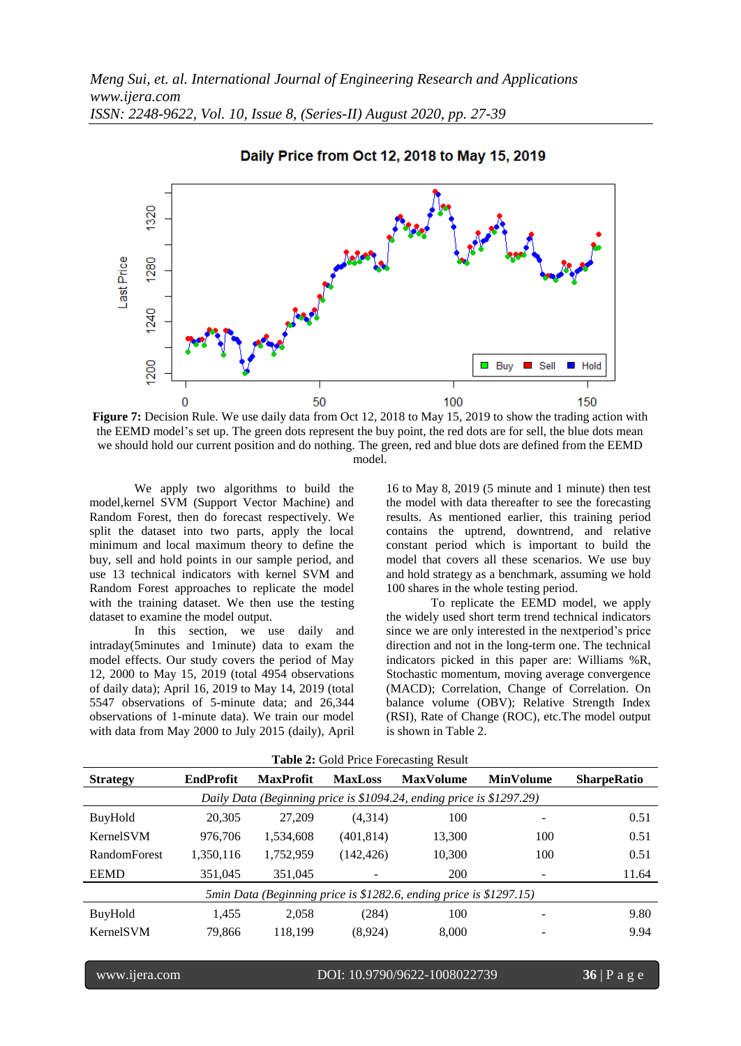Figure 7: Decision Rule. We use daily data from Oct 12, 2018 to May 15, 2019 to show the trading action with the EEMD model's set up. The green dots represent the buy point, the red dots are for sell, the blue dots mean we should hold our current position and do nothing. The green, red and blue dots are defined from the EEMD model.

We apply two algorithms to build the model,kernel SVM (Support Vector Machine) and Random Forest, then do forecast respectively. We split the dataset into two parts, apply the local minimum and local maximum theory to define the buy, sell and hold points in our sample period, and use 13 technical indicators with kernel SVM and Random Forest approaches to replicate the model with the training dataset. We then use the testing dataset to examine the model output.

In this section, we use daily and intraday(5minutes and 1minute) data to exam the model effects. Our study covers the period of May 12, 2000 to May 15, 2019 (total 4954 observations of daily data); April 16, 2019 to May 14, 2019 (total 5547 observations of 5-minute data; and 26,344 observations of 1-minute data). We train our model with data from May 2000 to July 2015 (daily), April 16 to May 8, 2019 (5 minute and 1 minute) then test the model with data thereafter to see the forecasting results. As mentioned earlier, this training period contains the uptrend, downtrend, and relative constant period which is important to build the model that covers all these scenarios. We use buy and hold strategy as a benchmark, assuming we hold 100 shares in the whole testing period.

To replicate the EEMD model, we apply the widely used short term trend technical indicators since we are only interested in the nextperiod's price direction and not in the long-term one. The technical indicators picked in this paper are: Williams %R, Stochastic momentum, moving average convergence (MACD); Correlation, Change of Correlation. On balance volume (OBV); Relative Strength Index (RSI), Rate of Change (ROC), etc.The model output is shown in Table 2.

**Table 2:** Gold Price Forecasting Result

| Strategy | EndProfit | MaxProfit | MaxLoss | MaxVolume | MinVolume | SharpeRatio |
|---|---|---|---|---|---|---|
| *Daily Data (Beginning price is $1094.24, ending price is $1297.29)* | | | | | | |
| BuyHold | 20,305 | 27,209 | (4,314) | 100 | - | 0.51 |
| KernelSVM | 976,706 | 1,534,608 | (401,814) | 13,300 | 100 | 0.51 |
| RandomForest | 1,350,116 | 1,752,959 | (142,426) | 10,300 | 100 | 0.51 |
| EEMD | 351,045 | 351,045 | - | 200 | - | 11.64 |
| *5min Data (Beginning price is $1282.6, ending price is $1297.15)* | | | | | | |
| BuyHold | 1,455 | 2,058 | (284) | 100 | - | 9.80 |
| KernelSVM | 79,866 | 118,199 | (8,924) | 8,000 | - | 9.94 |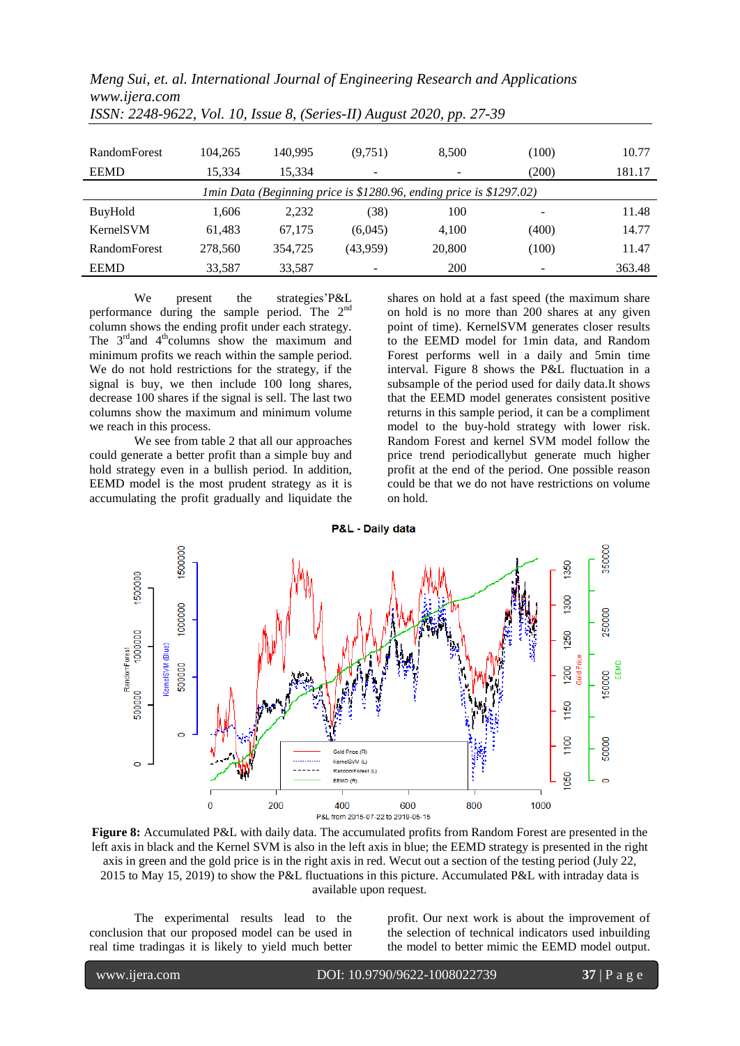| | | | | | | |
|---|---|---|---|---|---|---|
| RandomForest | 104,265 | 140,995 | (9,751) | 8,500 | (100) | 10.77 |
| EEMD | 15,334 | 15,334 | - | - | (200) | 181.17 |
| *1min Data (Beginning price is $1280.96, ending price is $1297.02)* | | | | | | |
| BuyHold | 1,606 | 2,232 | (38) | 100 | - | 11.48 |
| KernelSVM | 61,483 | 67,175 | (6,045) | 4,100 | (400) | 14.77 |
| RandomForest | 278,560 | 354,725 | (43,959) | 20,800 | (100) | 11.47 |
| EEMD | 33,587 | 33,587 | - | 200 | - | 363.48 |

We present the strategies'P&L performance during the sample period. The 2nd column shows the ending profit under each strategy. The 3rdand 4thcolumns show the maximum and minimum profits we reach within the sample period. We do not hold restrictions for the strategy, if the signal is buy, we then include 100 long shares, decrease 100 shares if the signal is sell. The last two columns show the maximum and minimum volume we reach in this process.

We see from table 2 that all our approaches could generate a better profit than a simple buy and hold strategy even in a bullish period. In addition, EEMD model is the most prudent strategy as it is accumulating the profit gradually and liquidate the shares on hold at a fast speed (the maximum share on hold is no more than 200 shares at any given point of time). KernelSVM generates closer results to the EEMD model for 1min data, and Random Forest performs well in a daily and 5min time interval. Figure 8 shows the P&L fluctuation in a subsample of the period used for daily data.It shows that the EEMD model generates consistent positive returns in this sample period, it can be a compliment model to the buy-hold strategy with lower risk. Random Forest and kernel SVM model follow the price trend periodicallybut generate much higher profit at the end of the period. One possible reason could be that we do not have restrictions on volume on hold.

**Figure 8:** Accumulated P&L with daily data. The accumulated profits from Random Forest are presented in the left axis in black and the Kernel SVM is also in the left axis in blue; the EEMD strategy is presented in the right axis in green and the gold price is in the right axis in red. Wecut out a section of the testing period (July 22, 2015 to May 15, 2019) to show the P&L fluctuations in this picture. Accumulated P&L with intraday data is available upon request.

The experimental results lead to the conclusion that our proposed model can be used in real time tradingas it is likely to yield much better profit. Our next work is about the improvement of the selection of technical indicators used inbuilding the model to better mimic the EEMD model output.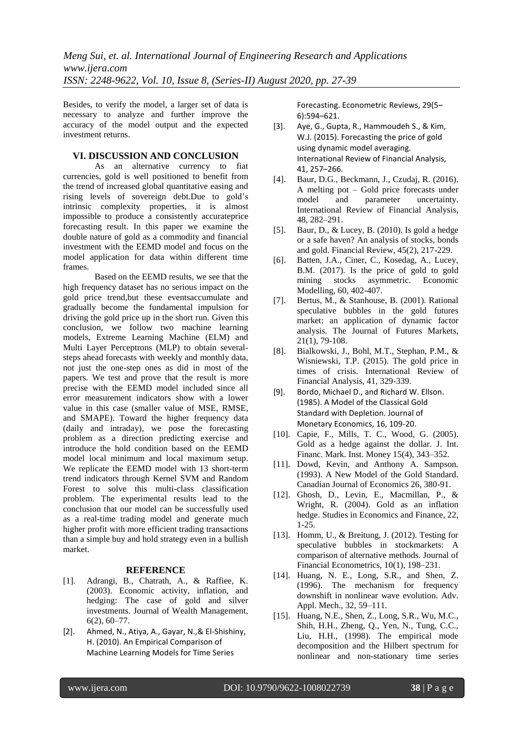Besides, to verify the model, a larger set of data is necessary to analyze and further improve the accuracy of the model output and the expected investment returns.

## VI. DISCUSSION AND CONCLUSION

As an alternative currency to fiat currencies, gold is well positioned to benefit from the trend of increased global quantitative easing and rising levels of sovereign debt.Due to gold's intrinsic complexity properties, it is almost impossible to produce a consistently accurateprice forecasting result. In this paper we examine the double nature of gold as a commodity and financial investment with the EEMD model and focus on the model application for data within different time frames.

Based on the EEMD results, we see that the high frequency dataset has no serious impact on the gold price trend,but these eventsaccumulate and gradually become the fundamental impulsion for driving the gold price up in the short run. Given this conclusion, we follow two machine learning models, Extreme Learning Machine (ELM) and Multi Layer Perceptrons (MLP) to obtain several-steps ahead forecasts with weekly and monthly data, not just the one-step ones as did in most of the papers. We test and prove that the result is more precise with the EEMD model included since all error measurement indicators show with a lower value in this case (smaller value of MSE, RMSE, and SMAPE). Toward the higher frequency data (daily and intraday), we pose the forecasting problem as a direction predicting exercise and introduce the hold condition based on the EEMD model local minimum and local maximum setup. We replicate the EEMD model with 13 short-term trend indicators through Kernel SVM and Random Forest to solve this multi-class classification problem. The experimental results lead to the conclusion that our model can be successfully used as a real-time trading model and generate much higher profit with more efficient trading transactions than a simple buy and hold strategy even in a bullish market.

## REFERENCE

[1]. Adrangi, B., Chatrath, A., & Raffiee, K. (2003). Economic activity, inflation, and hedging: The case of gold and silver investments. Journal of Wealth Management, 6(2), 60–77.

[2]. Ahmed, N., Atiya, A., Gayar, N.,& El-Shishiny, H. (2010). An Empirical Comparison of Machine Learning Models for Time Series Forecasting. Econometric Reviews, 29(5–6):594–621.

[3]. Aye, G., Gupta, R., Hammoudeh S., & Kim, W.J. (2015). Forecasting the price of gold using dynamic model averaging. International Review of Financial Analysis, 41, 257–266.

[4]. Baur, D.G., Beckmann, J., Czudaj, R. (2016). A melting pot – Gold price forecasts under model and parameter uncertainty. International Review of Financial Analysis, 48, 282–291.

[5]. Baur, D., & Lucey, B. (2010). Is gold a hedge or a safe haven? An analysis of stocks, bonds and gold. Financial Review, 45(2), 217-229.

[6]. Batten, J.A., Ciner, C., Kosedag, A., Lucey, B.M. (2017). Is the price of gold to gold mining stocks asymmetric. Economic Modelling, 60, 402-407.

[7]. Bertus, M., & Stanhouse, B. (2001). Rational speculative bubbles in the gold futures market: an application of dynamic factor analysis. The Journal of Futures Markets, 21(1), 79-108.

[8]. Bialkowski, J., Bohl, M.T., Stephan, P.M., & Wisniewski, T.P. (2015). The gold price in times of crisis. International Review of Financial Analysis, 41, 329-339.

[9]. Bordo, Michael D., and Richard W. Ellson. (1985). A Model of the Classical Gold Standard with Depletion. Journal of Monetary Economics, 16, 109-20.

[10]. Capie, F., Mills, T. C., Wood, G. (2005). Gold as a hedge against the dollar. J. Int. Financ. Mark. Inst. Money 15(4), 343–352.

[11]. Dowd, Kevin, and Anthony A. Sampson. (1993). A New Model of the Gold Standard. Canadian Journal of Economics 26, 380-91.

[12]. Ghosh, D., Levin, E., Macmillan, P., & Wright, R. (2004). Gold as an inflation hedge. Studies in Economics and Finance, 22, 1-25.

[13]. Homm, U., & Breitung, J. (2012). Testing for speculative bubbles in stockmarkets: A comparison of alternative methods. Journal of Financial Econometrics, 10(1), 198–231.

[14]. Huang, N. E., Long, S.R., and Shen, Z. (1996). The mechanism for frequency downshift in nonlinear wave evolution. Adv. Appl. Mech., 32, 59–111.

[15]. Huang, N.E., Shen, Z., Long, S.R., Wu, M.C., Shih, H.H., Zheng, Q., Yen, N., Tung, C.C., Liu, H.H., (1998). The empirical mode decomposition and the Hilbert spectrum for nonlinear and non-stationary time series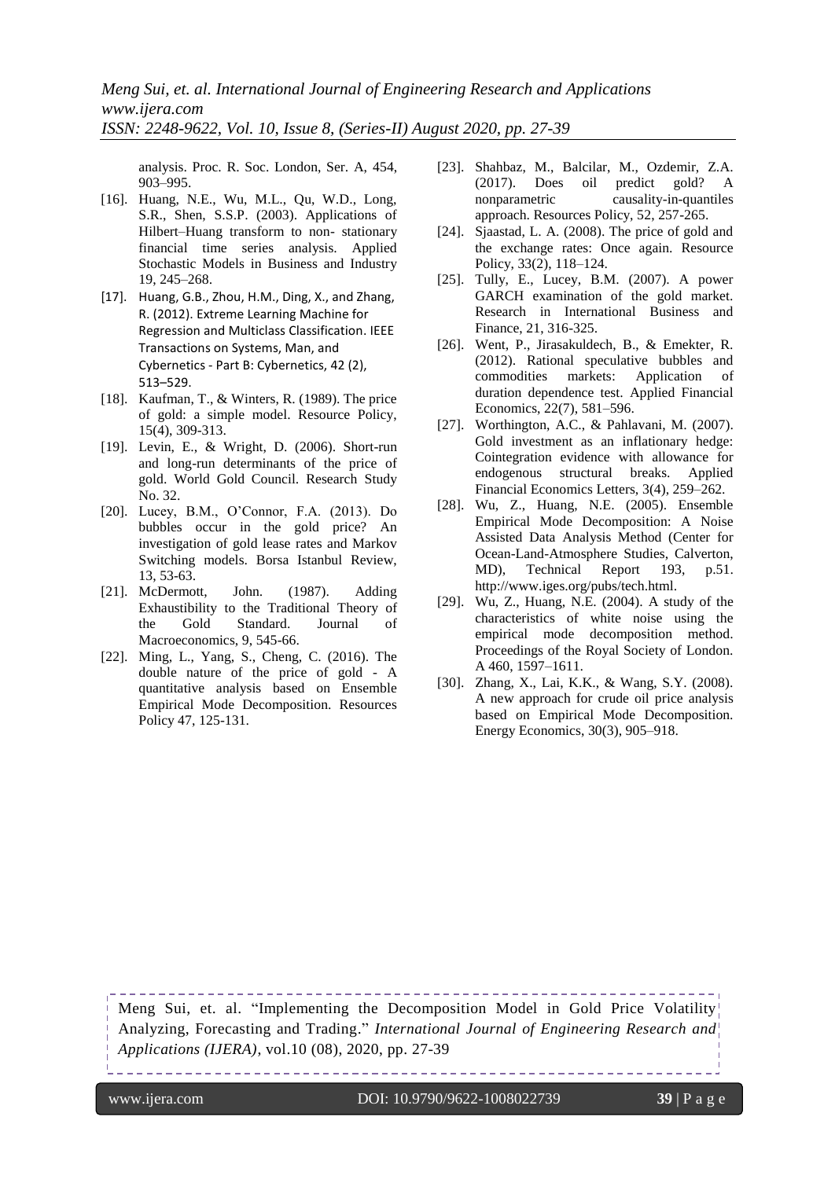analysis. Proc. R. Soc. London, Ser. A, 454, 903–995.

[16]. Huang, N.E., Wu, M.L., Qu, W.D., Long, S.R., Shen, S.S.P. (2003). Applications of Hilbert–Huang transform to non- stationary financial time series analysis. Applied Stochastic Models in Business and Industry 19, 245–268.

[17]. Huang, G.B., Zhou, H.M., Ding, X., and Zhang, R. (2012). Extreme Learning Machine for Regression and Multiclass Classification. IEEE Transactions on Systems, Man, and Cybernetics - Part B: Cybernetics, 42 (2), 513–529.

[18]. Kaufman, T., & Winters, R. (1989). The price of gold: a simple model. Resource Policy, 15(4), 309-313.

[19]. Levin, E., & Wright, D. (2006). Short-run and long-run determinants of the price of gold. World Gold Council. Research Study No. 32.

[20]. Lucey, B.M., O'Connor, F.A. (2013). Do bubbles occur in the gold price? An investigation of gold lease rates and Markov Switching models. Borsa Istanbul Review, 13, 53-63.

[21]. McDermott, John. (1987). Adding Exhaustibility to the Traditional Theory of the Gold Standard. Journal of Macroeconomics, 9, 545-66.

[22]. Ming, L., Yang, S., Cheng, C. (2016). The double nature of the price of gold - A quantitative analysis based on Ensemble Empirical Mode Decomposition. Resources Policy 47, 125-131.

[23]. Shahbaz, M., Balcilar, M., Ozdemir, Z.A. (2017). Does oil predict gold? A nonparametric causality-in-quantiles approach. Resources Policy, 52, 257-265.

[24]. Sjaastad, L. A. (2008). The price of gold and the exchange rates: Once again. Resource Policy, 33(2), 118–124.

[25]. Tully, E., Lucey, B.M. (2007). A power GARCH examination of the gold market. Research in International Business and Finance, 21, 316-325.

[26]. Went, P., Jirasakuldech, B., & Emekter, R. (2012). Rational speculative bubbles and commodities markets: Application of duration dependence test. Applied Financial Economics, 22(7), 581–596.

[27]. Worthington, A.C., & Pahlavani, M. (2007). Gold investment as an inflationary hedge: Cointegration evidence with allowance for endogenous structural breaks. Applied Financial Economics Letters, 3(4), 259–262.

[28]. Wu, Z., Huang, N.E. (2005). Ensemble Empirical Mode Decomposition: A Noise Assisted Data Analysis Method (Center for Ocean-Land-Atmosphere Studies, Calverton, MD), Technical Report 193, p.51. http://www.iges.org/pubs/tech.html.

[29]. Wu, Z., Huang, N.E. (2004). A study of the characteristics of white noise using the empirical mode decomposition method. Proceedings of the Royal Society of London. A 460, 1597–1611.

[30]. Zhang, X., Lai, K.K., & Wang, S.Y. (2008). A new approach for crude oil price analysis based on Empirical Mode Decomposition. Energy Economics, 30(3), 905–918.

Meng Sui, et. al. "Implementing the Decomposition Model in Gold Price Volatility Analyzing, Forecasting and Trading." *International Journal of Engineering Research and Applications (IJERA)*, vol.10 (08), 2020, pp. 27-39